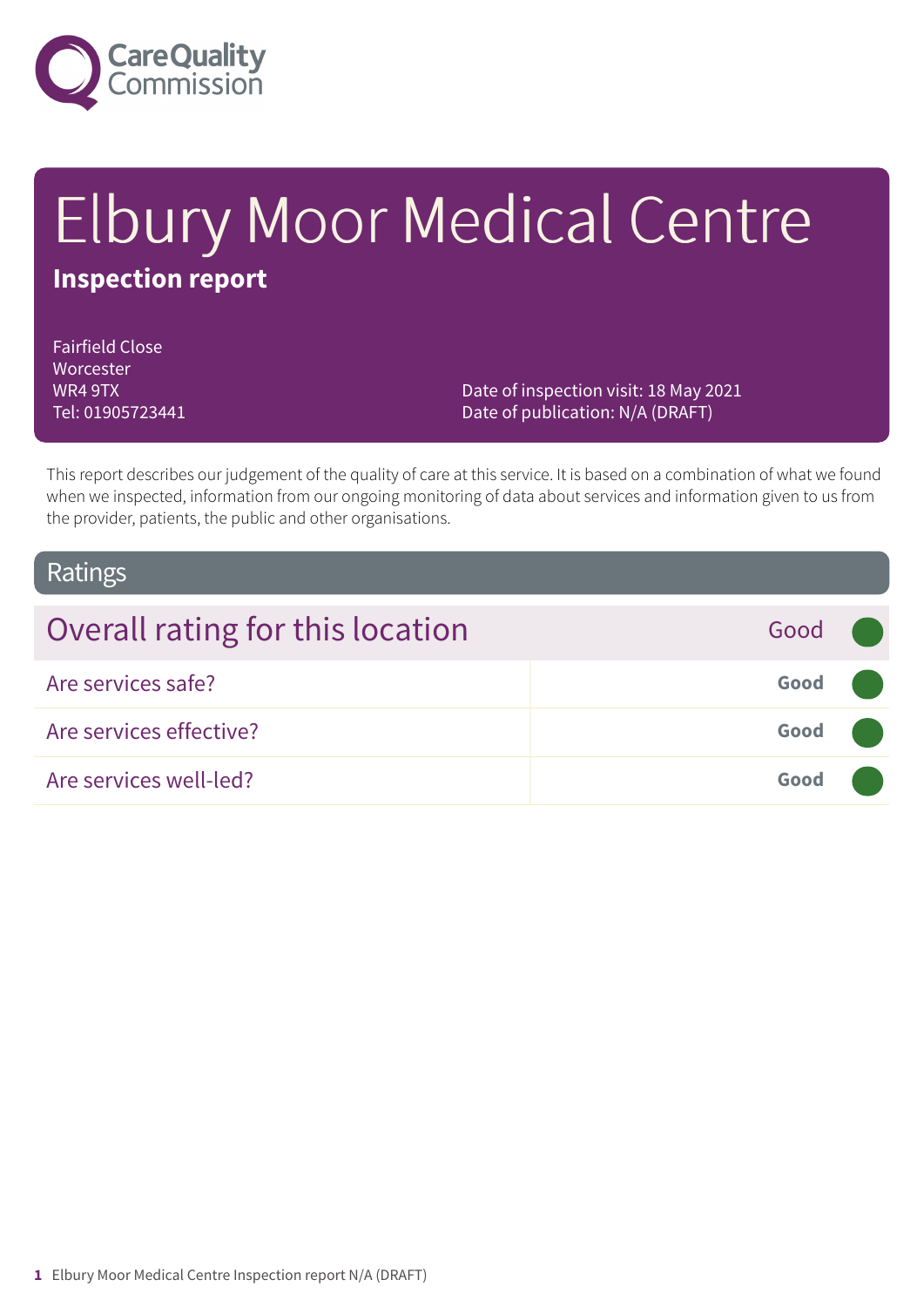Care Quality Commission

# Elbury Moor Medical Centre

**Inspection report**

Fairfield Close
Worcester
WR4 9TX
Tel: 01905723441

Date of inspection visit: 18 May 2021
Date of publication: N/A (DRAFT)

This report describes our judgement of the quality of care at this service. It is based on a combination of what we found when we inspected, information from our ongoing monitoring of data about services and information given to us from the provider, patients, the public and other organisations.

## Ratings

| Overall rating for this location | Good |
|---|---|
| Are services safe? | **Good** |
| Are services effective? | **Good** |
| Are services well-led? | **Good** |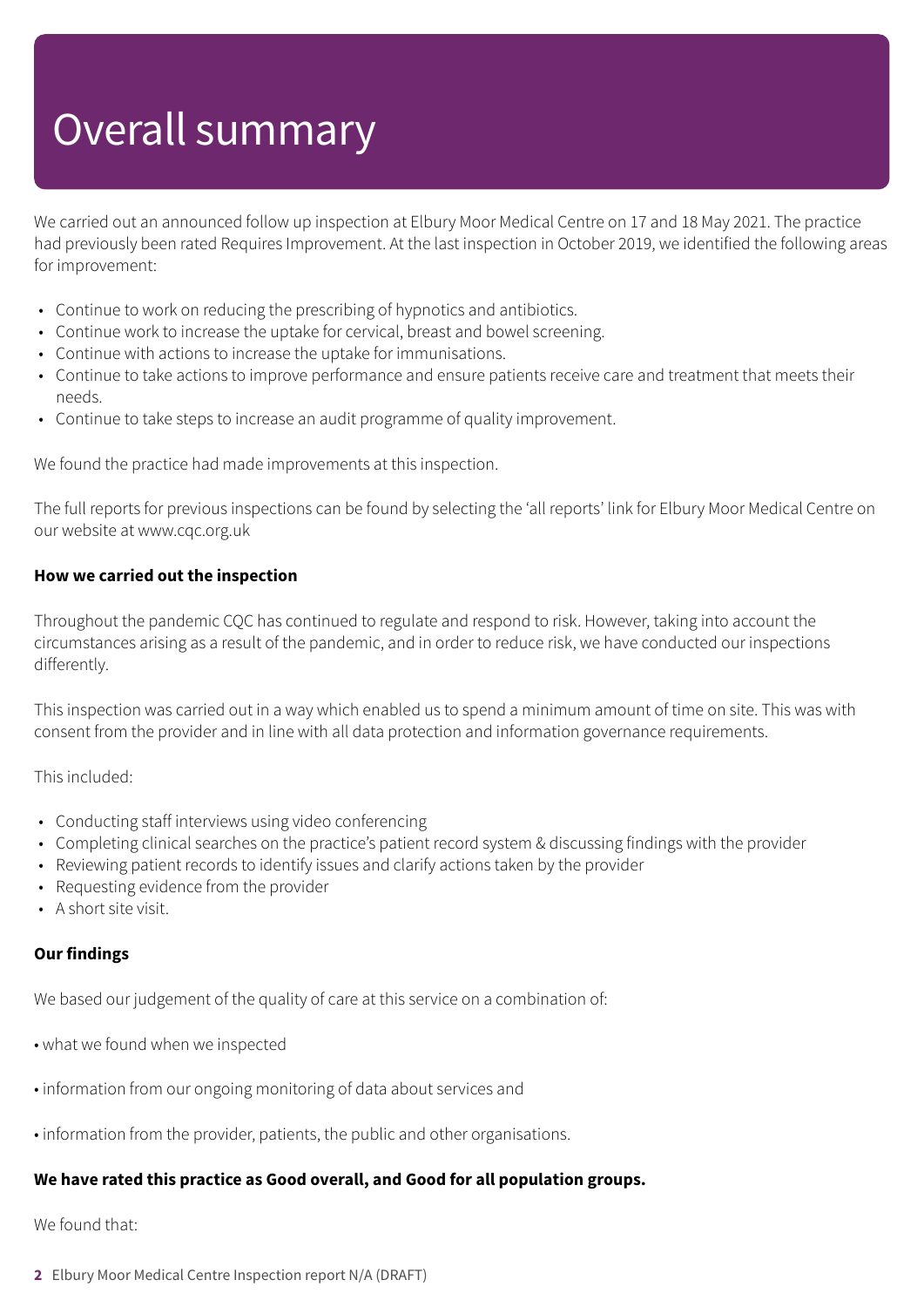# Overall summary

We carried out an announced follow up inspection at Elbury Moor Medical Centre on 17 and 18 May 2021. The practice had previously been rated Requires Improvement. At the last inspection in October 2019, we identified the following areas for improvement:

- Continue to work on reducing the prescribing of hypnotics and antibiotics.
- Continue work to increase the uptake for cervical, breast and bowel screening.
- Continue with actions to increase the uptake for immunisations.
- Continue to take actions to improve performance and ensure patients receive care and treatment that meets their needs.
- Continue to take steps to increase an audit programme of quality improvement.

We found the practice had made improvements at this inspection.

The full reports for previous inspections can be found by selecting the 'all reports' link for Elbury Moor Medical Centre on our website at www.cqc.org.uk

**How we carried out the inspection**

Throughout the pandemic CQC has continued to regulate and respond to risk. However, taking into account the circumstances arising as a result of the pandemic, and in order to reduce risk, we have conducted our inspections differently.

This inspection was carried out in a way which enabled us to spend a minimum amount of time on site. This was with consent from the provider and in line with all data protection and information governance requirements.

This included:

- Conducting staff interviews using video conferencing
- Completing clinical searches on the practice's patient record system & discussing findings with the provider
- Reviewing patient records to identify issues and clarify actions taken by the provider
- Requesting evidence from the provider
- A short site visit.

**Our findings**

We based our judgement of the quality of care at this service on a combination of:

- what we found when we inspected
- information from our ongoing monitoring of data about services and
- information from the provider, patients, the public and other organisations.

**We have rated this practice as Good overall, and Good for all population groups.**

We found that: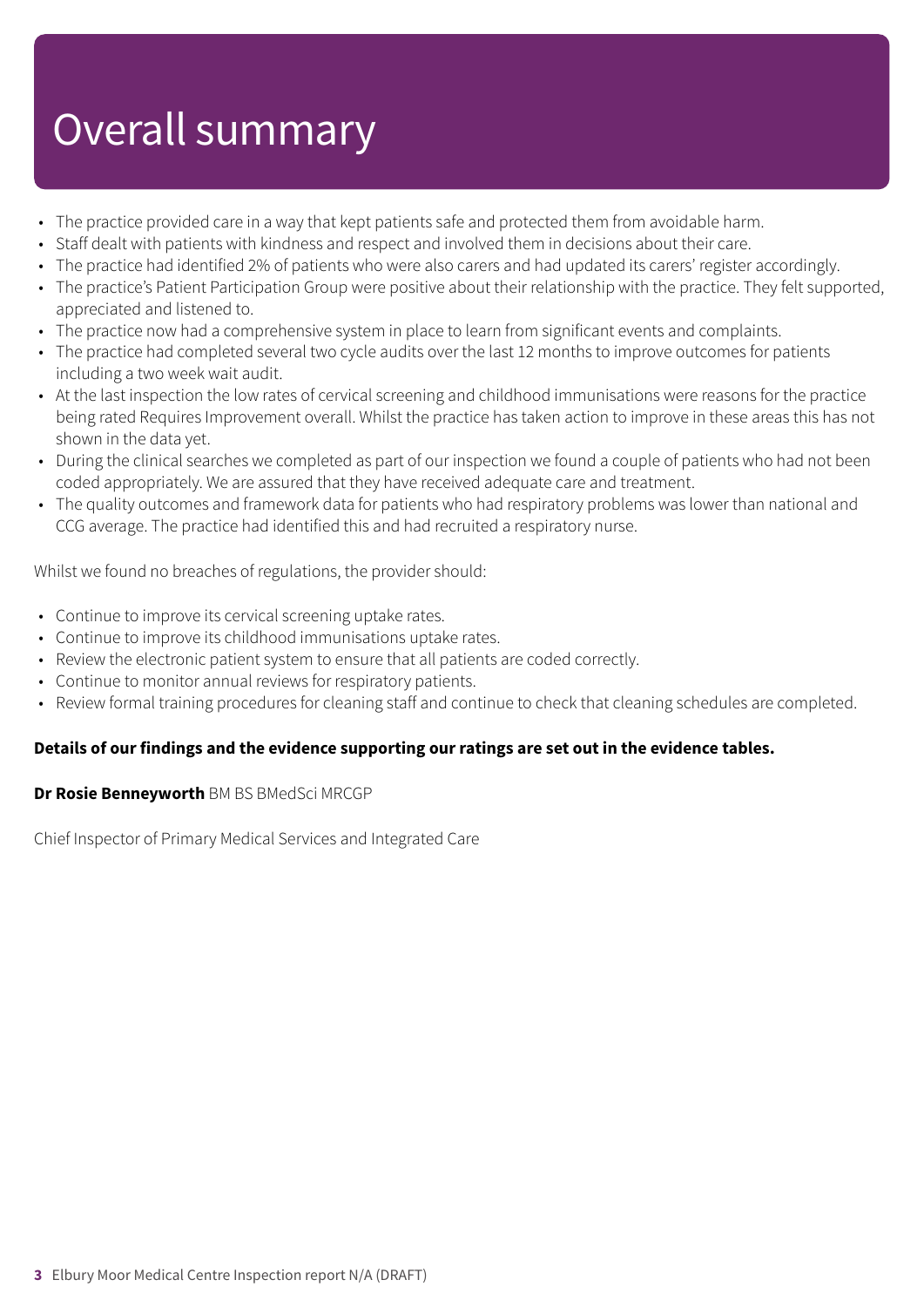# Overall summary

- The practice provided care in a way that kept patients safe and protected them from avoidable harm.
- Staff dealt with patients with kindness and respect and involved them in decisions about their care.
- The practice had identified 2% of patients who were also carers and had updated its carers' register accordingly.
- The practice's Patient Participation Group were positive about their relationship with the practice. They felt supported, appreciated and listened to.
- The practice now had a comprehensive system in place to learn from significant events and complaints.
- The practice had completed several two cycle audits over the last 12 months to improve outcomes for patients including a two week wait audit.
- At the last inspection the low rates of cervical screening and childhood immunisations were reasons for the practice being rated Requires Improvement overall. Whilst the practice has taken action to improve in these areas this has not shown in the data yet.
- During the clinical searches we completed as part of our inspection we found a couple of patients who had not been coded appropriately. We are assured that they have received adequate care and treatment.
- The quality outcomes and framework data for patients who had respiratory problems was lower than national and CCG average. The practice had identified this and had recruited a respiratory nurse.

Whilst we found no breaches of regulations, the provider should:

- Continue to improve its cervical screening uptake rates.
- Continue to improve its childhood immunisations uptake rates.
- Review the electronic patient system to ensure that all patients are coded correctly.
- Continue to monitor annual reviews for respiratory patients.
- Review formal training procedures for cleaning staff and continue to check that cleaning schedules are completed.

**Details of our findings and the evidence supporting our ratings are set out in the evidence tables.**

**Dr Rosie Benneyworth** BM BS BMedSci MRCGP

Chief Inspector of Primary Medical Services and Integrated Care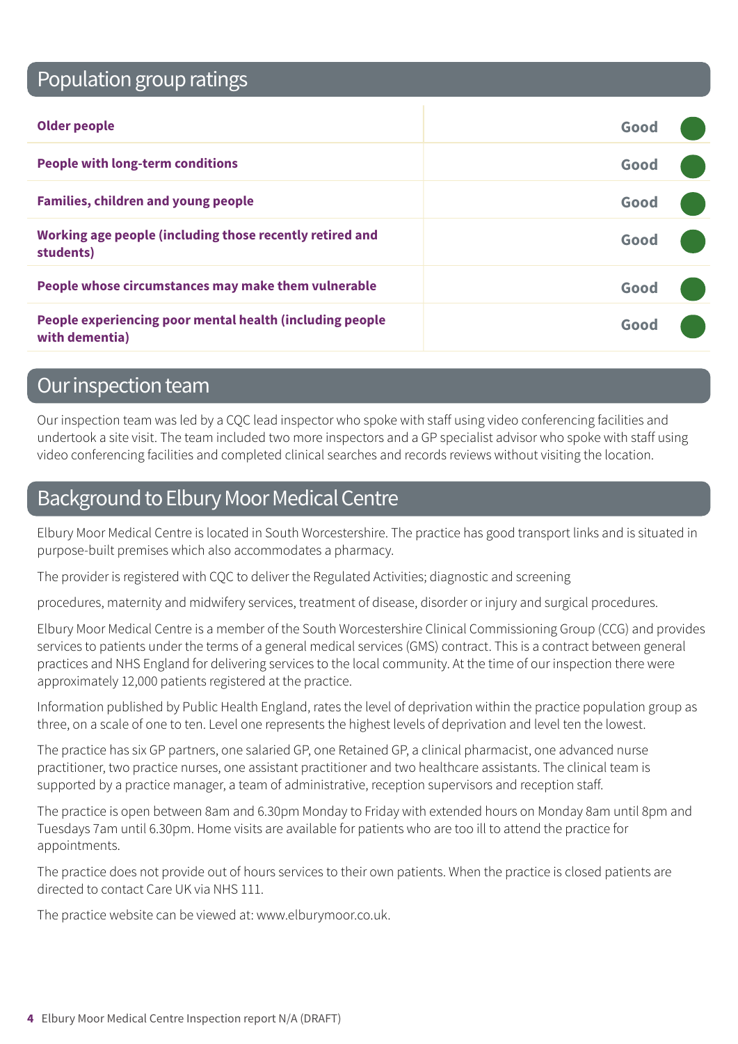## Population group ratings

| | |
|---|---|
| **Older people** | Good |
| **People with long-term conditions** | Good |
| **Families, children and young people** | Good |
| **Working age people (including those recently retired and students)** | Good |
| **People whose circumstances may make them vulnerable** | Good |
| **People experiencing poor mental health (including people with dementia)** | Good |

## Our inspection team

Our inspection team was led by a CQC lead inspector who spoke with staff using video conferencing facilities and undertook a site visit. The team included two more inspectors and a GP specialist advisor who spoke with staff using video conferencing facilities and completed clinical searches and records reviews without visiting the location.

## Background to Elbury Moor Medical Centre

Elbury Moor Medical Centre is located in South Worcestershire. The practice has good transport links and is situated in purpose-built premises which also accommodates a pharmacy.

The provider is registered with CQC to deliver the Regulated Activities; diagnostic and screening

procedures, maternity and midwifery services, treatment of disease, disorder or injury and surgical procedures.

Elbury Moor Medical Centre is a member of the South Worcestershire Clinical Commissioning Group (CCG) and provides services to patients under the terms of a general medical services (GMS) contract. This is a contract between general practices and NHS England for delivering services to the local community. At the time of our inspection there were approximately 12,000 patients registered at the practice.

Information published by Public Health England, rates the level of deprivation within the practice population group as three, on a scale of one to ten. Level one represents the highest levels of deprivation and level ten the lowest.

The practice has six GP partners, one salaried GP, one Retained GP, a clinical pharmacist, one advanced nurse practitioner, two practice nurses, one assistant practitioner and two healthcare assistants. The clinical team is supported by a practice manager, a team of administrative, reception supervisors and reception staff.

The practice is open between 8am and 6.30pm Monday to Friday with extended hours on Monday 8am until 8pm and Tuesdays 7am until 6.30pm. Home visits are available for patients who are too ill to attend the practice for appointments.

The practice does not provide out of hours services to their own patients. When the practice is closed patients are directed to contact Care UK via NHS 111.

The practice website can be viewed at: www.elburymoor.co.uk.